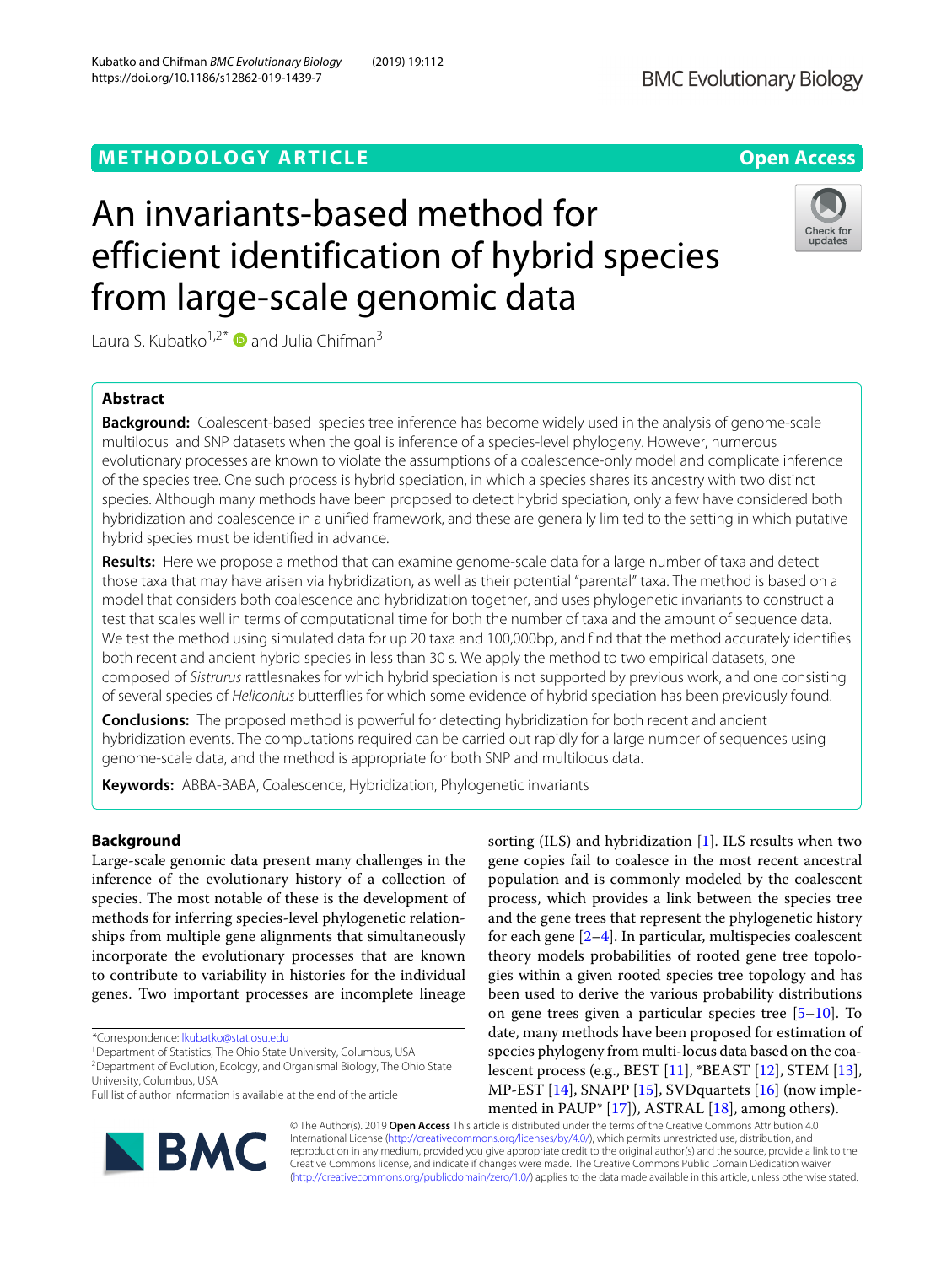METHODOLOGY ARTICLE

Open Access

# An invariants-based method for efficient identification of hybrid species from large-scale genomic data

Laura S. Kubatko[1,2*] and Julia Chifman[3]

## Abstract

**Background:** Coalescent-based species tree inference has become widely used in the analysis of genome-scale multilocus and SNP datasets when the goal is inference of a species-level phylogeny. However, numerous evolutionary processes are known to violate the assumptions of a coalescence-only model and complicate inference of the species tree. One such process is hybrid speciation, in which a species shares its ancestry with two distinct species. Although many methods have been proposed to detect hybrid speciation, only a few have considered both hybridization and coalescence in a unified framework, and these are generally limited to the setting in which putative hybrid species must be identified in advance.

**Results:** Here we propose a method that can examine genome-scale data for a large number of taxa and detect those taxa that may have arisen via hybridization, as well as their potential "parental" taxa. The method is based on a model that considers both coalescence and hybridization together, and uses phylogenetic invariants to construct a test that scales well in terms of computational time for both the number of taxa and the amount of sequence data. We test the method using simulated data for up 20 taxa and 100,000bp, and find that the method accurately identifies both recent and ancient hybrid species in less than 30 s. We apply the method to two empirical datasets, one composed of *Sistrurus* rattlesnakes for which hybrid speciation is not supported by previous work, and one consisting of several species of *Heliconius* butterflies for which some evidence of hybrid speciation has been previously found.

**Conclusions:** The proposed method is powerful for detecting hybridization for both recent and ancient hybridization events. The computations required can be carried out rapidly for a large number of sequences using genome-scale data, and the method is appropriate for both SNP and multilocus data.

**Keywords:** ABBA-BABA, Coalescence, Hybridization, Phylogenetic invariants

## Background

Large-scale genomic data present many challenges in the inference of the evolutionary history of a collection of species. The most notable of these is the development of methods for inferring species-level phylogenetic relationships from multiple gene alignments that simultaneously incorporate the evolutionary processes that are known to contribute to variability in histories for the individual genes. Two important processes are incomplete lineage sorting (ILS) and hybridization [1]. ILS results when two gene copies fail to coalesce in the most recent ancestral population and is commonly modeled by the coalescent process, which provides a link between the species tree and the gene trees that represent the phylogenetic history for each gene [2–4]. In particular, multispecies coalescent theory models probabilities of rooted gene tree topologies within a given rooted species tree topology and has been used to derive the various probability distributions on gene trees given a particular species tree [5–10]. To date, many methods have been proposed for estimation of species phylogeny from multi-locus data based on the coalescent process (e.g., BEST [11], *BEAST [12], STEM [13], MP-EST [14], SNAPP [15], SVDquartets [16] (now implemented in PAUP* [17]), ASTRAL [18], among others).

*Correspondence: lkubatko@stat.osu.edu
[1]Department of Statistics, The Ohio State University, Columbus, USA
[2]Department of Evolution, Ecology, and Organismal Biology, The Ohio State University, Columbus, USA
Full list of author information is available at the end of the article

© The Author(s). 2019 **Open Access** This article is distributed under the terms of the Creative Commons Attribution 4.0 International License (http://creativecommons.org/licenses/by/4.0/), which permits unrestricted use, distribution, and reproduction in any medium, provided you give appropriate credit to the original author(s) and the source, provide a link to the Creative Commons license, and indicate if changes were made. The Creative Commons Public Domain Dedication waiver (http://creativecommons.org/publicdomain/zero/1.0/) applies to the data made available in this article, unless otherwise stated.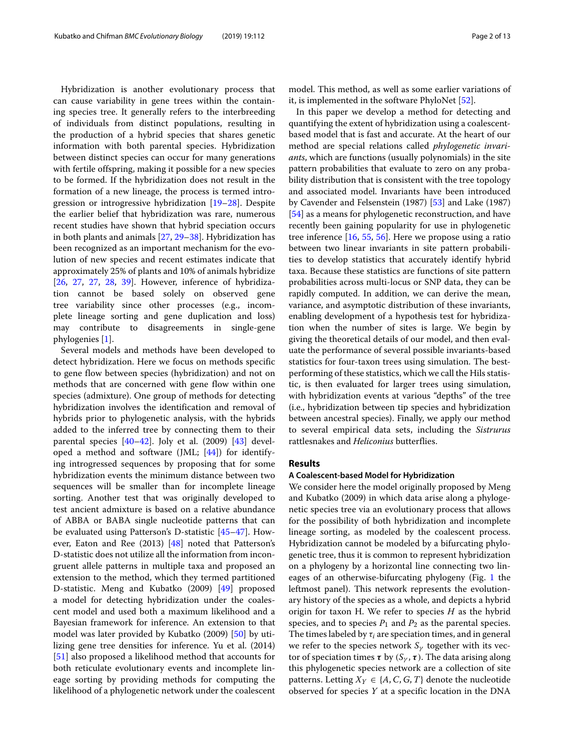Hybridization is another evolutionary process that can cause variability in gene trees within the containing species tree. It generally refers to the interbreeding of individuals from distinct populations, resulting in the production of a hybrid species that shares genetic information with both parental species. Hybridization between distinct species can occur for many generations with fertile offspring, making it possible for a new species to be formed. If the hybridization does not result in the formation of a new lineage, the process is termed introgression or introgressive hybridization [19–28]. Despite the earlier belief that hybridization was rare, numerous recent studies have shown that hybrid speciation occurs in both plants and animals [27, 29–38]. Hybridization has been recognized as an important mechanism for the evolution of new species and recent estimates indicate that approximately 25% of plants and 10% of animals hybridize [26, 27, 27, 28, 39]. However, inference of hybridization cannot be based solely on observed gene tree variability since other processes (e.g., incomplete lineage sorting and gene duplication and loss) may contribute to disagreements in single-gene phylogenies [1].

Several models and methods have been developed to detect hybridization. Here we focus on methods specific to gene flow between species (hybridization) and not on methods that are concerned with gene flow within one species (admixture). One group of methods for detecting hybridization involves the identification and removal of hybrids prior to phylogenetic analysis, with the hybrids added to the inferred tree by connecting them to their parental species [40–42]. Joly et al. (2009) [43] developed a method and software (JML; [44]) for identifying introgressed sequences by proposing that for some hybridization events the minimum distance between two sequences will be smaller than for incomplete lineage sorting. Another test that was originally developed to test ancient admixture is based on a relative abundance of ABBA or BABA single nucleotide patterns that can be evaluated using Patterson's D-statistic [45–47]. However, Eaton and Ree (2013) [48] noted that Patterson's D-statistic does not utilize all the information from incongruent allele patterns in multiple taxa and proposed an extension to the method, which they termed partitioned D-statistic. Meng and Kubatko (2009) [49] proposed a model for detecting hybridization under the coalescent model and used both a maximum likelihood and a Bayesian framework for inference. An extension to that model was later provided by Kubatko (2009) [50] by utilizing gene tree densities for inference. Yu et al. (2014) [51] also proposed a likelihood method that accounts for both reticulate evolutionary events and incomplete lineage sorting by providing methods for computing the likelihood of a phylogenetic network under the coalescent model. This method, as well as some earlier variations of it, is implemented in the software PhyloNet [52].

In this paper we develop a method for detecting and quantifying the extent of hybridization using a coalescent-based model that is fast and accurate. At the heart of our method are special relations called *phylogenetic invariants*, which are functions (usually polynomials) in the site pattern probabilities that evaluate to zero on any probability distribution that is consistent with the tree topology and associated model. Invariants have been introduced by Cavender and Felsenstein (1987) [53] and Lake (1987) [54] as a means for phylogenetic reconstruction, and have recently been gaining popularity for use in phylogenetic tree inference [16, 55, 56]. Here we propose using a ratio between two linear invariants in site pattern probabilities to develop statistics that accurately identify hybrid taxa. Because these statistics are functions of site pattern probabilities across multi-locus or SNP data, they can be rapidly computed. In addition, we can derive the mean, variance, and asymptotic distribution of these invariants, enabling development of a hypothesis test for hybridization when the number of sites is large. We begin by giving the theoretical details of our model, and then evaluate the performance of several possible invariants-based statistics for four-taxon trees using simulation. The best-performing of these statistics, which we call the Hils statistic, is then evaluated for larger trees using simulation, with hybridization events at various "depths" of the tree (i.e., hybridization between tip species and hybridization between ancestral species). Finally, we apply our method to several empirical data sets, including the *Sistrurus* rattlesnakes and *Heliconius* butterflies.

## Results

### A Coalescent-based Model for Hybridization

We consider here the model originally proposed by Meng and Kubatko (2009) in which data arise along a phylogenetic species tree via an evolutionary process that allows for the possibility of both hybridization and incomplete lineage sorting, as modeled by the coalescent process. Hybridization cannot be modeled by a bifurcating phylogenetic tree, thus it is common to represent hybridization on a phylogeny by a horizontal line connecting two lineages of an otherwise-bifurcating phylogeny (Fig. 1 the leftmost panel). This network represents the evolutionary history of the species as a whole, and depicts a hybrid origin for taxon H. We refer to species $H$ as the hybrid species, and to species $P_1$ and $P_2$ as the parental species. The times labeled by $\tau_i$ are speciation times, and in general we refer to the species network $S_\gamma$ together with its vector of speciation times $\boldsymbol{\tau}$ by $(S_\gamma, \boldsymbol{\tau})$. The data arising along this phylogenetic species network are a collection of site patterns. Letting $X_Y \in \{A, C, G, T\}$ denote the nucleotide observed for species $Y$ at a specific location in the DNA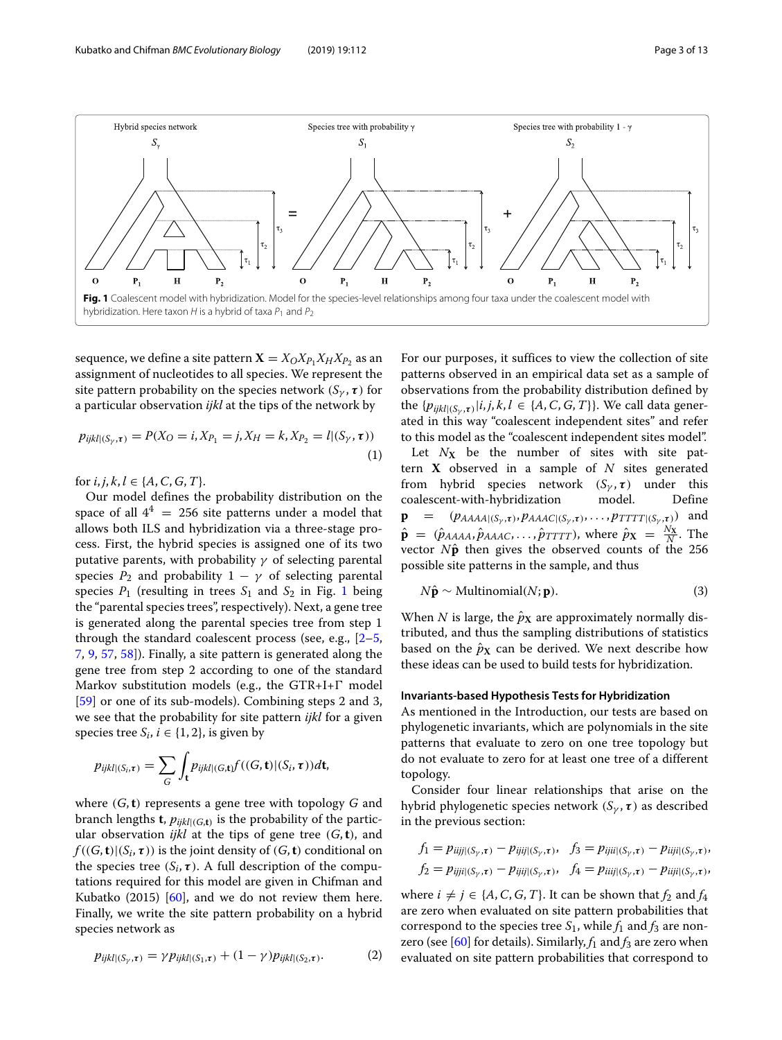**Fig. 1** Coalescent model with hybridization. Model for the species-level relationships among four taxa under the coalescent model with hybridization. Here taxon $H$ is a hybrid of taxa $P_1$ and $P_2$

sequence, we define a site pattern $\mathbf{X} = X_O X_{P_1} X_H X_{P_2}$ as an assignment of nucleotides to all species. We represent the site pattern probability on the species network $(S_\gamma, \boldsymbol{\tau})$ for a particular observation *ijkl* at the tips of the network by

$$p_{ijkl|(S_\gamma,\boldsymbol{\tau})} = P(X_O = i, X_{P_1} = j, X_H = k, X_{P_2} = l|(S_\gamma, \boldsymbol{\tau})) \tag{1}$$

for $i, j, k, l \in \{A, C, G, T\}$.

Our model defines the probability distribution on the space of all $4^4 = 256$ site patterns under a model that allows both ILS and hybridization via a three-stage process. First, the hybrid species is assigned one of its two putative parents, with probability $\gamma$ of selecting parental species $P_2$ and probability $1 - \gamma$ of selecting parental species $P_1$ (resulting in trees $S_1$ and $S_2$ in Fig. 1 being the "parental species trees", respectively). Next, a gene tree is generated along the parental species tree from step 1 through the standard coalescent process (see, e.g., [2–5, 7, 9, 57, 58]). Finally, a site pattern is generated along the gene tree from step 2 according to one of the standard Markov substitution models (e.g., the GTR+I+Γ model [59] or one of its sub-models). Combining steps 2 and 3, we see that the probability for site pattern *ijkl* for a given species tree $S_i$, $i \in \{1, 2\}$, is given by

$$p_{ijkl|(S_i,\boldsymbol{\tau})} = \sum_G \int_{\mathbf{t}} p_{ijkl|(G,\mathbf{t})} f((G,\mathbf{t})|(S_i,\boldsymbol{\tau}))d\mathbf{t},$$

where $(G, \mathbf{t})$ represents a gene tree with topology $G$ and branch lengths $\mathbf{t}$, $p_{ijkl|(G,\mathbf{t})}$ is the probability of the particular observation *ijkl* at the tips of gene tree $(G, \mathbf{t})$, and $f((G, \mathbf{t})|(S_i, \boldsymbol{\tau}))$ is the joint density of $(G, \mathbf{t})$ conditional on the species tree $(S_i, \boldsymbol{\tau})$. A full description of the computations required for this model are given in Chifman and Kubatko (2015) [60], and we do not review them here. Finally, we write the site probability on a hybrid species network as

$$p_{ijkl|(S_\gamma,\boldsymbol{\tau})} = \gamma p_{ijkl|(S_1,\boldsymbol{\tau})} + (1-\gamma) p_{ijkl|(S_2,\boldsymbol{\tau})}. \tag{2}$$

For our purposes, it suffices to view the collection of site patterns observed in an empirical data set as a sample of observations from the probability distribution defined by the $\{p_{ijkl|(S_\gamma,\boldsymbol{\tau})} | i, j, k, l \in \{A, C, G, T\}\}$. We call data generated in this way "coalescent independent sites" and refer to this model as the "coalescent independent sites model".

Let $N_\mathbf{X}$ be the number of sites with site pattern $\mathbf{X}$ observed in a sample of $N$ sites generated from hybrid species network $(S_\gamma, \boldsymbol{\tau})$ under this coalescent-with-hybridization model. Define $\mathbf{p} = (p_{AAAA|(S_\gamma,\boldsymbol{\tau})}, p_{AAAC|(S_\gamma,\boldsymbol{\tau})}, \ldots, p_{TTTT|(S_\gamma,\boldsymbol{\tau})})$ and $\hat{\mathbf{p}} = (\hat{p}_{AAAA}, \hat{p}_{AAAC}, \ldots, \hat{p}_{TTTT})$, where $\hat{p}_\mathbf{X} = \frac{N_\mathbf{X}}{N}$. The vector $N\hat{\mathbf{p}}$ then gives the observed counts of the 256 possible site patterns in the sample, and thus

$$N\hat{\mathbf{p}} \sim \text{Multinomial}(N; \mathbf{p}). \tag{3}$$

When $N$ is large, the $\hat{p}_\mathbf{X}$ are approximately normally distributed, and thus the sampling distributions of statistics based on the $\hat{p}_\mathbf{X}$ can be derived. We next describe how these ideas can be used to build tests for hybridization.

### Invariants-based Hypothesis Tests for Hybridization

As mentioned in the Introduction, our tests are based on phylogenetic invariants, which are polynomials in the site patterns that evaluate to zero on one tree topology but do not evaluate to zero for at least one tree of a different topology.

Consider four linear relationships that arise on the hybrid phylogenetic species network $(S_\gamma, \boldsymbol{\tau})$ as described in the previous section:

$$f_1 = p_{iijj|(S_\gamma,\boldsymbol{\tau})} - p_{ijij|(S_\gamma,\boldsymbol{\tau})}, \quad f_3 = p_{ijii|(S_\gamma,\boldsymbol{\tau})} - p_{iiji|(S_\gamma,\boldsymbol{\tau})},$$
$$f_2 = p_{ijji|(S_\gamma,\boldsymbol{\tau})} - p_{ijij|(S_\gamma,\boldsymbol{\tau})}, \quad f_4 = p_{iiij|(S_\gamma,\boldsymbol{\tau})} - p_{iiji|(S_\gamma,\boldsymbol{\tau})},$$

where $i \neq j \in \{A, C, G, T\}$. It can be shown that $f_2$ and $f_4$ are zero when evaluated on site pattern probabilities that correspond to the species tree $S_1$, while $f_1$ and $f_3$ are nonzero (see [60] for details). Similarly, $f_1$ and $f_3$ are zero when evaluated on site pattern probabilities that correspond to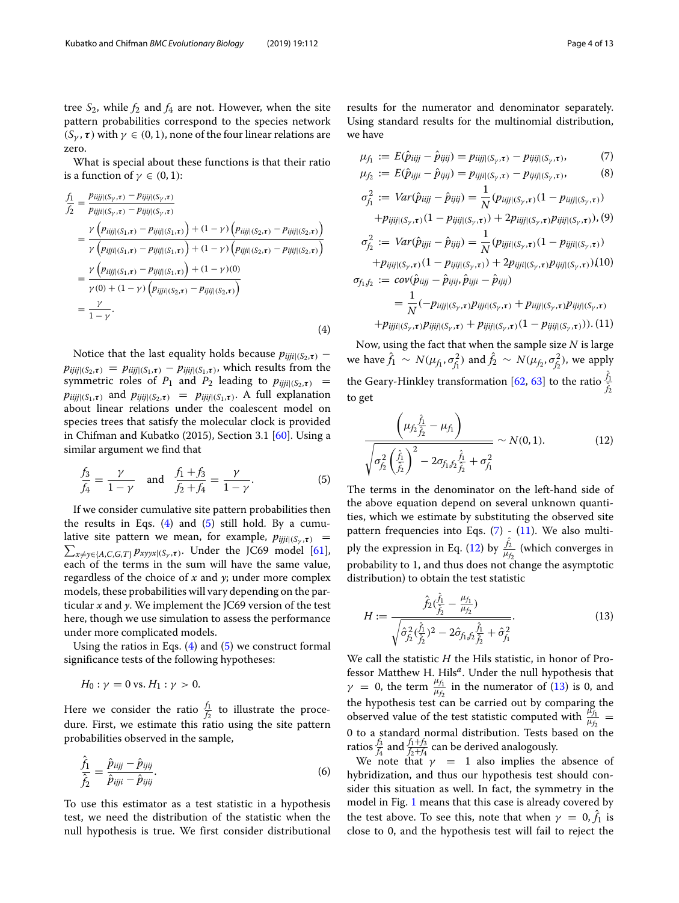tree $S_2$, while $f_2$ and $f_4$ are not. However, when the site pattern probabilities correspond to the species network $(S_\gamma, \boldsymbol{\tau})$ with $\gamma \in (0,1)$, none of the four linear relations are zero.

What is special about these functions is that their ratio is a function of $\gamma \in (0,1)$:

$$
\begin{aligned}
\frac{f_1}{f_2} &= \frac{p_{iijj|(S_\gamma,\boldsymbol{\tau})} - p_{ijij|(S_\gamma,\boldsymbol{\tau})}}{p_{ijji|(S_\gamma,\boldsymbol{\tau})} - p_{ijij|(S_\gamma,\boldsymbol{\tau})}} \\
&= \frac{\gamma\left(p_{iijj|(S_1,\boldsymbol{\tau})} - p_{ijij|(S_1,\boldsymbol{\tau})}\right) + (1-\gamma)\left(p_{iijj|(S_2,\boldsymbol{\tau})} - p_{ijij|(S_2,\boldsymbol{\tau})}\right)}{\gamma\left(p_{ijji|(S_1,\boldsymbol{\tau})} - p_{ijij|(S_1,\boldsymbol{\tau})}\right) + (1-\gamma)\left(p_{ijji|(S_2,\boldsymbol{\tau})} - p_{ijij|(S_2,\boldsymbol{\tau})}\right)} \\
&= \frac{\gamma\left(p_{iijj|(S_1,\boldsymbol{\tau})} - p_{ijij|(S_1,\boldsymbol{\tau})}\right) + (1-\gamma)(0)}{\gamma(0) + (1-\gamma)\left(p_{ijji|(S_2,\boldsymbol{\tau})} - p_{ijij|(S_2,\boldsymbol{\tau})}\right)} \\
&= \frac{\gamma}{1-\gamma}.
\end{aligned} \tag{4}
$$

Notice that the last equality holds because $p_{ijji|(S_2,\boldsymbol{\tau})} - p_{ijij|(S_2,\boldsymbol{\tau})} = p_{iijj|(S_1,\boldsymbol{\tau})} - p_{ijij|(S_1,\boldsymbol{\tau})}$, which results from the symmetric roles of $P_1$ and $P_2$ leading to $p_{ijji|(S_2,\boldsymbol{\tau})} = p_{iijj|(S_1,\boldsymbol{\tau})}$ and $p_{ijij|(S_2,\boldsymbol{\tau})} = p_{ijij|(S_1,\boldsymbol{\tau})}$. A full explanation about linear relations under the coalescent model on species trees that satisfy the molecular clock is provided in Chifman and Kubatko (2015), Section 3.1 [60]. Using a similar argument we find that

$$
\frac{f_3}{f_4} = \frac{\gamma}{1-\gamma} \quad \text{and} \quad \frac{f_1+f_3}{f_2+f_4} = \frac{\gamma}{1-\gamma}. \tag{5}
$$

If we consider cumulative site pattern probabilities then the results in Eqs. (4) and (5) still hold. By a cumulative site pattern we mean, for example, $p_{ijji|(S_\gamma,\boldsymbol{\tau})} = \sum_{x\neq y \in \{A,C,G,T\}} p_{xyyx|(S_\gamma,\boldsymbol{\tau})}$. Under the JC69 model [61], each of the terms in the sum will have the same value, regardless of the choice of $x$ and $y$; under more complex models, these probabilities will vary depending on the particular $x$ and $y$. We implement the JC69 version of the test here, though we use simulation to assess the performance under more complicated models.

Using the ratios in Eqs. (4) and (5) we construct formal significance tests of the following hypotheses:

$$
H_0: \gamma = 0 \text{ vs. } H_1: \gamma > 0.
$$

Here we consider the ratio $\frac{f_1}{f_2}$ to illustrate the procedure. First, we estimate this ratio using the site pattern probabilities observed in the sample,

$$
\frac{\hat{f}_1}{\hat{f}_2} = \frac{\hat{p}_{iijj} - \hat{p}_{ijij}}{\hat{p}_{ijji} - \hat{p}_{ijij}}. \tag{6}
$$

To use this estimator as a test statistic in a hypothesis test, we need the distribution of the statistic when the null hypothesis is true. We first consider distributional results for the numerator and denominator separately. Using standard results for the multinomial distribution, we have

$$
\begin{aligned}
\mu_{f_1} &:= E(\hat{p}_{iijj} - \hat{p}_{ijij}) = p_{iijj|(S_\gamma,\boldsymbol{\tau})} - p_{ijij|(S_\gamma,\boldsymbol{\tau})}, && (7)\\
\mu_{f_2} &:= E(\hat{p}_{ijji} - \hat{p}_{ijij}) = p_{ijji|(S_\gamma,\boldsymbol{\tau})} - p_{ijij|(S_\gamma,\boldsymbol{\tau})}, && (8)\\
\sigma^2_{f_1} &:= Var(\hat{p}_{iijj} - \hat{p}_{ijij}) = \frac{1}{N}(p_{iijj|(S_\gamma,\boldsymbol{\tau})}(1-p_{iijj|(S_\gamma,\boldsymbol{\tau})}) \\
&\quad + p_{ijij|(S_\gamma,\boldsymbol{\tau})}(1-p_{ijij|(S_\gamma,\boldsymbol{\tau})}) + 2p_{iijj|(S_\gamma,\boldsymbol{\tau})}p_{ijij|(S_\gamma,\boldsymbol{\tau})}), && (9)\\
\sigma^2_{f_2} &:= Var(\hat{p}_{ijji} - \hat{p}_{ijij}) = \frac{1}{N}(p_{ijji|(S_\gamma,\boldsymbol{\tau})}(1-p_{ijji|(S_\gamma,\boldsymbol{\tau})}) \\
&\quad + p_{ijij|(S_\gamma,\boldsymbol{\tau})}(1-p_{ijij|(S_\gamma,\boldsymbol{\tau})}) + 2p_{ijji|(S_\gamma,\boldsymbol{\tau})}p_{ijij|(S_\gamma,\boldsymbol{\tau})}), && (10)\\
\sigma_{f_1 f_2} &:= cov(\hat{p}_{iijj} - \hat{p}_{ijij}, \hat{p}_{ijji} - \hat{p}_{ijij}) \\
&= \frac{1}{N}(-p_{iijj|(S_\gamma,\boldsymbol{\tau})}p_{ijji|(S_\gamma,\boldsymbol{\tau})} + p_{iijj|(S_\gamma,\boldsymbol{\tau})}p_{ijij|(S_\gamma,\boldsymbol{\tau})} \\
&\quad + p_{ijji|(S_\gamma,\boldsymbol{\tau})}p_{ijij|(S_\gamma,\boldsymbol{\tau})} + p_{ijij|(S_\gamma,\boldsymbol{\tau})}(1-p_{ijij|(S_\gamma,\boldsymbol{\tau})})). && (11)
\end{aligned}
$$

Now, using the fact that when the sample size $N$ is large we have $\hat{f}_1 \sim N(\mu_{f_1}, \sigma^2_{f_1})$ and $\hat{f}_2 \sim N(\mu_{f_2}, \sigma^2_{f_2})$, we apply the Geary-Hinkley transformation [62, 63] to the ratio $\frac{\hat{f}_1}{\hat{f}_2}$ to get

$$
\frac{\left(\mu_{f_2}\frac{\hat{f}_1}{\hat{f}_2} - \mu_{f_1}\right)}{\sqrt{\sigma^2_{f_2}\left(\frac{\hat{f}_1}{\hat{f}_2}\right)^2 - 2\sigma_{f_1 f_2}\frac{\hat{f}_1}{\hat{f}_2} + \sigma^2_{f_1}}} \sim N(0,1). \tag{12}
$$

The terms in the denominator on the left-hand side of the above equation depend on several unknown quantities, which we estimate by substituting the observed site pattern frequencies into Eqs. (7) - (11). We also multiply the expression in Eq. (12) by $\frac{\hat{f}_2}{\mu_{f_2}}$ (which converges in probability to 1, and thus does not change the asymptotic distribution) to obtain the test statistic

$$
H := \frac{\hat{f}_2\left(\frac{\hat{f}_1}{\hat{f}_2} - \frac{\mu_{f_1}}{\mu_{f_2}}\right)}{\sqrt{\hat{\sigma}^2_{f_2}\left(\frac{\hat{f}_1}{\hat{f}_2}\right)^2 - 2\hat{\sigma}_{f_1 f_2}\frac{\hat{f}_1}{\hat{f}_2} + \hat{\sigma}^2_{f_1}}}. \tag{13}
$$

We call the statistic $H$ the Hils statistic, in honor of Professor Matthew H. Hils[a]. Under the null hypothesis that $\gamma = 0$, the term $\frac{\mu_{f_1}}{\mu_{f_2}}$ in the numerator of (13) is 0, and the hypothesis test can be carried out by comparing the observed value of the test statistic computed with $\frac{\mu_{f_1}}{\mu_{f_2}} = 0$ to a standard normal distribution. Tests based on the ratios $\frac{f_3}{f_4}$ and $\frac{f_1+f_3}{f_2+f_4}$ can be derived analogously.

We note that $\gamma = 1$ also implies the absence of hybridization, and thus our hypothesis test should consider this situation as well. In fact, the symmetry in the model in Fig. 1 means that this case is already covered by the test above. To see this, note that when $\gamma = 0$, $\hat{f}_1$ is close to 0, and the hypothesis test will fail to reject the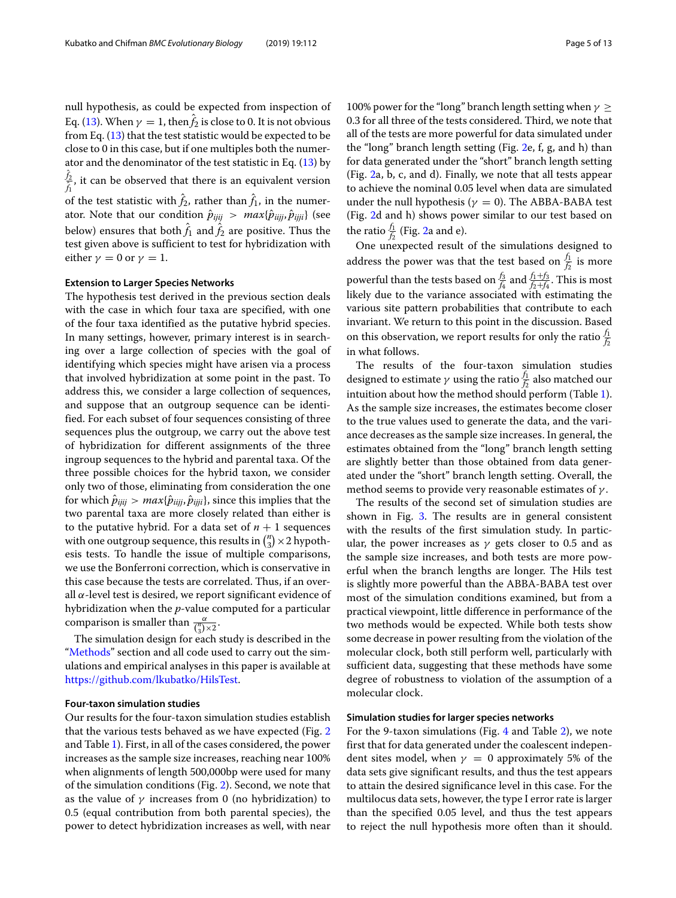null hypothesis, as could be expected from inspection of Eq. (13). When $\gamma = 1$, then $\hat{f}_2$ is close to 0. It is not obvious from Eq. (13) that the test statistic would be expected to be close to 0 in this case, but if one multiples both the numerator and the denominator of the test statistic in Eq. (13) by $\frac{\hat{f}_2}{\hat{f}_1}$, it can be observed that there is an equivalent version of the test statistic with $\hat{f}_2$, rather than $\hat{f}_1$, in the numerator. Note that our condition $\hat{p}_{ijij} > max\{\hat{p}_{iijj}, \hat{p}_{ijji}\}$ (see below) ensures that both $\hat{f}_1$ and $\hat{f}_2$ are positive. Thus the test given above is sufficient to test for hybridization with either $\gamma = 0$ or $\gamma = 1$.

### Extension to Larger Species Networks

The hypothesis test derived in the previous section deals with the case in which four taxa are specified, with one of the four taxa identified as the putative hybrid species. In many settings, however, primary interest is in searching over a large collection of species with the goal of identifying which species might have arisen via a process that involved hybridization at some point in the past. To address this, we consider a large collection of sequences, and suppose that an outgroup sequence can be identified. For each subset of four sequences consisting of three sequences plus the outgroup, we carry out the above test of hybridization for different assignments of the three ingroup sequences to the hybrid and parental taxa. Of the three possible choices for the hybrid taxon, we consider only two of those, eliminating from consideration the one for which $\hat{p}_{ijij} > max\{\hat{p}_{iijj}, \hat{p}_{ijji}\}$, since this implies that the two parental taxa are more closely related than either is to the putative hybrid. For a data set of $n+1$ sequences with one outgroup sequence, this results in $\binom{n}{3} \times 2$ hypothesis tests. To handle the issue of multiple comparisons, we use the Bonferroni correction, which is conservative in this case because the tests are correlated. Thus, if an overall $\alpha$-level test is desired, we report significant evidence of hybridization when the $p$-value computed for a particular comparison is smaller than $\frac{\alpha}{\binom{n}{3} \times 2}$.

The simulation design for each study is described in the "Methods" section and all code used to carry out the simulations and empirical analyses in this paper is available at https://github.com/lkubatko/HilsTest.

### Four-taxon simulation studies

Our results for the four-taxon simulation studies establish that the various tests behaved as we have expected (Fig. 2 and Table 1). First, in all of the cases considered, the power increases as the sample size increases, reaching near 100% when alignments of length 500,000bp were used for many of the simulation conditions (Fig. 2). Second, we note that as the value of $\gamma$ increases from 0 (no hybridization) to 0.5 (equal contribution from both parental species), the power to detect hybridization increases as well, with near 100% power for the "long" branch length setting when $\gamma \geq 0.3$ for all three of the tests considered. Third, we note that all of the tests are more powerful for data simulated under the "long" branch length setting (Fig. 2e, f, g, and h) than for data generated under the "short" branch length setting (Fig. 2a, b, c, and d). Finally, we note that all tests appear to achieve the nominal 0.05 level when data are simulated under the null hypothesis ($\gamma = 0$). The ABBA-BABA test (Fig. 2d and h) shows power similar to our test based on the ratio $\frac{f_1}{f_2}$ (Fig. 2a and e).

One unexpected result of the simulations designed to address the power was that the test based on $\frac{f_1}{f_2}$ is more powerful than the tests based on $\frac{f_3}{f_4}$ and $\frac{f_1+f_3}{f_2+f_4}$. This is most likely due to the variance associated with estimating the various site pattern probabilities that contribute to each invariant. We return to this point in the discussion. Based on this observation, we report results for only the ratio $\frac{f_1}{f_2}$ in what follows.

The results of the four-taxon simulation studies designed to estimate $\gamma$ using the ratio $\frac{f_1}{f_2}$ also matched our intuition about how the method should perform (Table 1). As the sample size increases, the estimates become closer to the true values used to generate the data, and the variance decreases as the sample size increases. In general, the estimates obtained from the "long" branch length setting are slightly better than those obtained from data generated under the "short" branch length setting. Overall, the method seems to provide very reasonable estimates of $\gamma$.

The results of the second set of simulation studies are shown in Fig. 3. The results are in general consistent with the results of the first simulation study. In particular, the power increases as $\gamma$ gets closer to 0.5 and as the sample size increases, and both tests are more powerful when the branch lengths are longer. The Hils test is slightly more powerful than the ABBA-BABA test over most of the simulation conditions examined, but from a practical viewpoint, little difference in performance of the two methods would be expected. While both tests show some decrease in power resulting from the violation of the molecular clock, both still perform well, particularly with sufficient data, suggesting that these methods have some degree of robustness to violation of the assumption of a molecular clock.

### Simulation studies for larger species networks

For the 9-taxon simulations (Fig. 4 and Table 2), we note first that for data generated under the coalescent independent sites model, when $\gamma = 0$ approximately 5% of the data sets give significant results, and thus the test appears to attain the desired significance level in this case. For the multilocus data sets, however, the type I error rate is larger than the specified 0.05 level, and thus the test appears to reject the null hypothesis more often than it should.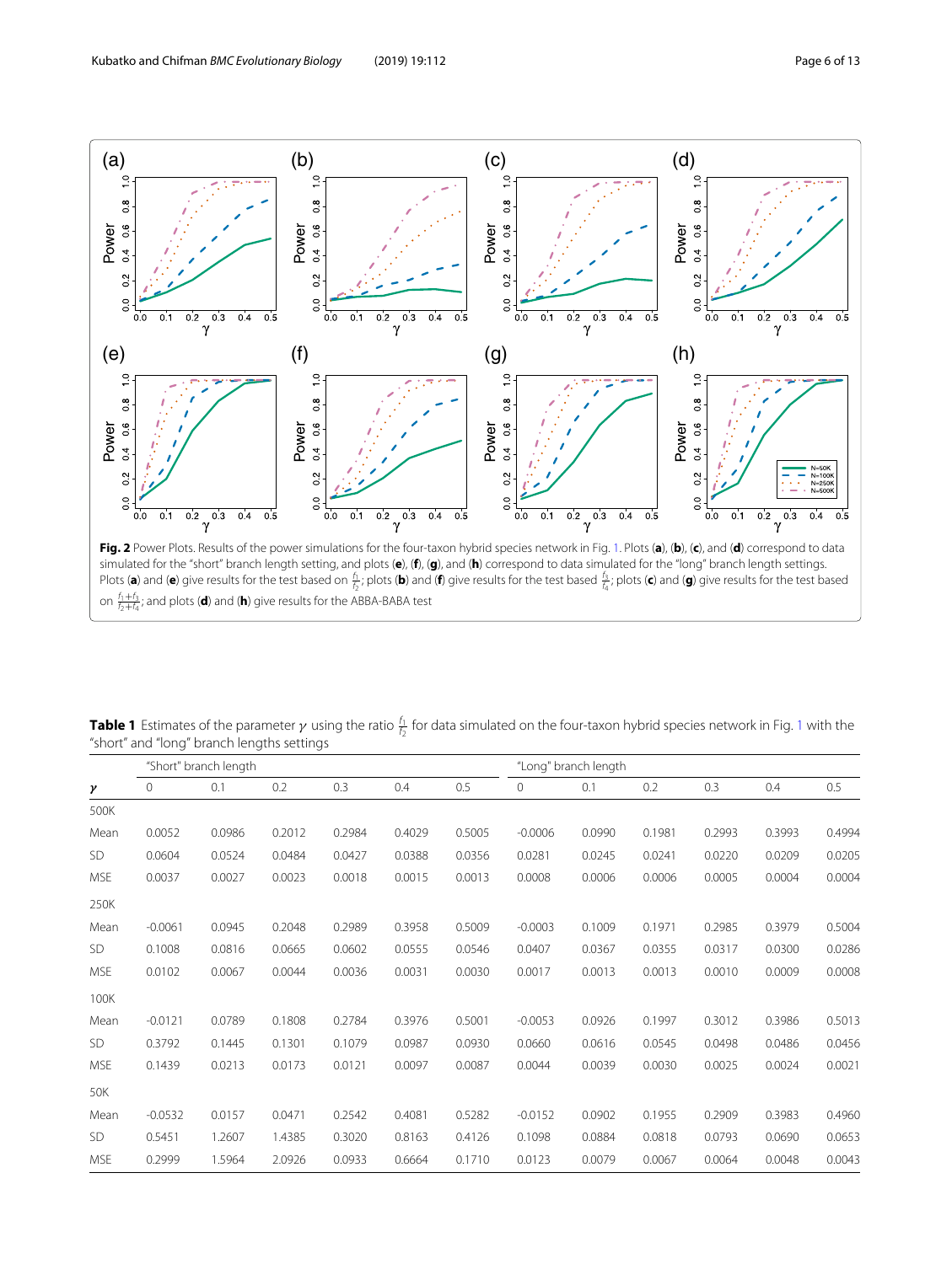**Fig. 2** Power Plots. Results of the power simulations for the four-taxon hybrid species network in Fig. 1. Plots (**a**), (**b**), (**c**), and (**d**) correspond to data simulated for the "short" branch length setting, and plots (**e**), (**f**), (**g**), and (**h**) correspond to data simulated for the "long" branch length settings. Plots (**a**) and (**e**) give results for the test based on $\frac{f_1}{f_2}$; plots (**b**) and (**f**) give results for the test based $\frac{f_3}{f_4}$; plots (**c**) and (**g**) give results for the test based on $\frac{f_1+f_3}{f_2+f_4}$; and plots (**d**) and (**h**) give results for the ABBA-BABA test

**Table 1** Estimates of the parameter $\gamma$ using the ratio $\frac{f_1}{f_2}$ for data simulated on the four-taxon hybrid species network in Fig. 1 with the "short" and "long" branch lengths settings

| | "Short" branch length | | | | | | "Long" branch length | | | | | |
|---|---|---|---|---|---|---|---|---|---|---|---|---|
| $\gamma$ | 0 | 0.1 | 0.2 | 0.3 | 0.4 | 0.5 | 0 | 0.1 | 0.2 | 0.3 | 0.4 | 0.5 |
| 500K | | | | | | | | | | | | |
| Mean | 0.0052 | 0.0986 | 0.2012 | 0.2984 | 0.4029 | 0.5005 | -0.0006 | 0.0990 | 0.1981 | 0.2993 | 0.3993 | 0.4994 |
| SD | 0.0604 | 0.0524 | 0.0484 | 0.0427 | 0.0388 | 0.0356 | 0.0281 | 0.0245 | 0.0241 | 0.0220 | 0.0209 | 0.0205 |
| MSE | 0.0037 | 0.0027 | 0.0023 | 0.0018 | 0.0015 | 0.0013 | 0.0008 | 0.0006 | 0.0006 | 0.0005 | 0.0004 | 0.0004 |
| 250K | | | | | | | | | | | | |
| Mean | -0.0061 | 0.0945 | 0.2048 | 0.2989 | 0.3958 | 0.5009 | -0.0003 | 0.1009 | 0.1971 | 0.2985 | 0.3979 | 0.5004 |
| SD | 0.1008 | 0.0816 | 0.0665 | 0.0602 | 0.0555 | 0.0546 | 0.0407 | 0.0367 | 0.0355 | 0.0317 | 0.0300 | 0.0286 |
| MSE | 0.0102 | 0.0067 | 0.0044 | 0.0036 | 0.0031 | 0.0030 | 0.0017 | 0.0013 | 0.0013 | 0.0010 | 0.0009 | 0.0008 |
| 100K | | | | | | | | | | | | |
| Mean | -0.0121 | 0.0789 | 0.1808 | 0.2784 | 0.3976 | 0.5001 | -0.0053 | 0.0926 | 0.1997 | 0.3012 | 0.3986 | 0.5013 |
| SD | 0.3792 | 0.1445 | 0.1301 | 0.1079 | 0.0987 | 0.0930 | 0.0660 | 0.0616 | 0.0545 | 0.0498 | 0.0486 | 0.0456 |
| MSE | 0.1439 | 0.0213 | 0.0173 | 0.0121 | 0.0097 | 0.0087 | 0.0044 | 0.0039 | 0.0030 | 0.0025 | 0.0024 | 0.0021 |
| 50K | | | | | | | | | | | | |
| Mean | -0.0532 | 0.0157 | 0.0471 | 0.2542 | 0.4081 | 0.5282 | -0.0152 | 0.0902 | 0.1955 | 0.2909 | 0.3983 | 0.4960 |
| SD | 0.5451 | 1.2607 | 1.4385 | 0.3020 | 0.8163 | 0.4126 | 0.1098 | 0.0884 | 0.0818 | 0.0793 | 0.0690 | 0.0653 |
| MSE | 0.2999 | 1.5964 | 2.0926 | 0.0933 | 0.6664 | 0.1710 | 0.0123 | 0.0079 | 0.0067 | 0.0064 | 0.0048 | 0.0043 |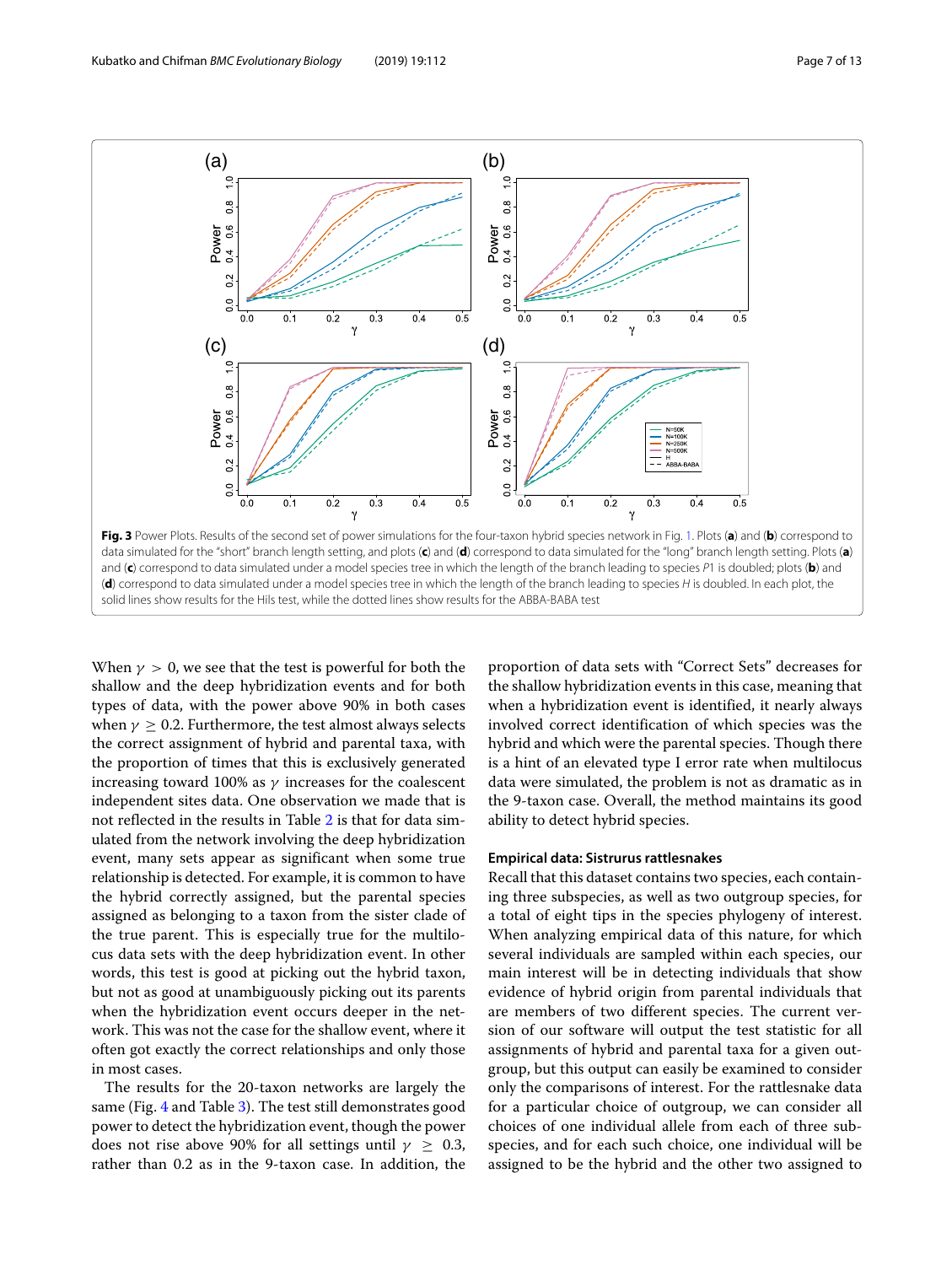**Fig. 3** Power Plots. Results of the second set of power simulations for the four-taxon hybrid species network in Fig. 1. Plots (**a**) and (**b**) correspond to data simulated for the "short" branch length setting, and plots (**c**) and (**d**) correspond to data simulated for the "long" branch length setting. Plots (**a**) and (**c**) correspond to data simulated under a model species tree in which the length of the branch leading to species *P*1 is doubled; plots (**b**) and (**d**) correspond to data simulated under a model species tree in which the length of the branch leading to species *H* is doubled. In each plot, the solid lines show results for the Hils test, while the dotted lines show results for the ABBA-BABA test

When $\gamma > 0$, we see that the test is powerful for both the shallow and the deep hybridization events and for both types of data, with the power above 90% in both cases when $\gamma \geq 0.2$. Furthermore, the test almost always selects the correct assignment of hybrid and parental taxa, with the proportion of times that this is exclusively generated increasing toward 100% as $\gamma$ increases for the coalescent independent sites data. One observation we made that is not reflected in the results in Table 2 is that for data simulated from the network involving the deep hybridization event, many sets appear as significant when some true relationship is detected. For example, it is common to have the hybrid correctly assigned, but the parental species assigned as belonging to a taxon from the sister clade of the true parent. This is especially true for the multilocus data sets with the deep hybridization event. In other words, this test is good at picking out the hybrid taxon, but not as good at unambiguously picking out its parents when the hybridization event occurs deeper in the network. This was not the case for the shallow event, where it often got exactly the correct relationships and only those in most cases.

The results for the 20-taxon networks are largely the same (Fig. 4 and Table 3). The test still demonstrates good power to detect the hybridization event, though the power does not rise above 90% for all settings until $\gamma \geq 0.3$, rather than 0.2 as in the 9-taxon case. In addition, the proportion of data sets with "Correct Sets" decreases for the shallow hybridization events in this case, meaning that when a hybridization event is identified, it nearly always involved correct identification of which species was the hybrid and which were the parental species. Though there is a hint of an elevated type I error rate when multilocus data were simulated, the problem is not as dramatic as in the 9-taxon case. Overall, the method maintains its good ability to detect hybrid species.

### Empirical data: Sistrurus rattlesnakes

Recall that this dataset contains two species, each containing three subspecies, as well as two outgroup species, for a total of eight tips in the species phylogeny of interest. When analyzing empirical data of this nature, for which several individuals are sampled within each species, our main interest will be in detecting individuals that show evidence of hybrid origin from parental individuals that are members of two different species. The current version of our software will output the test statistic for all assignments of hybrid and parental taxa for a given outgroup, but this output can easily be examined to consider only the comparisons of interest. For the rattlesnake data for a particular choice of outgroup, we can consider all choices of one individual allele from each of three subspecies, and for each such choice, one individual will be assigned to be the hybrid and the other two assigned to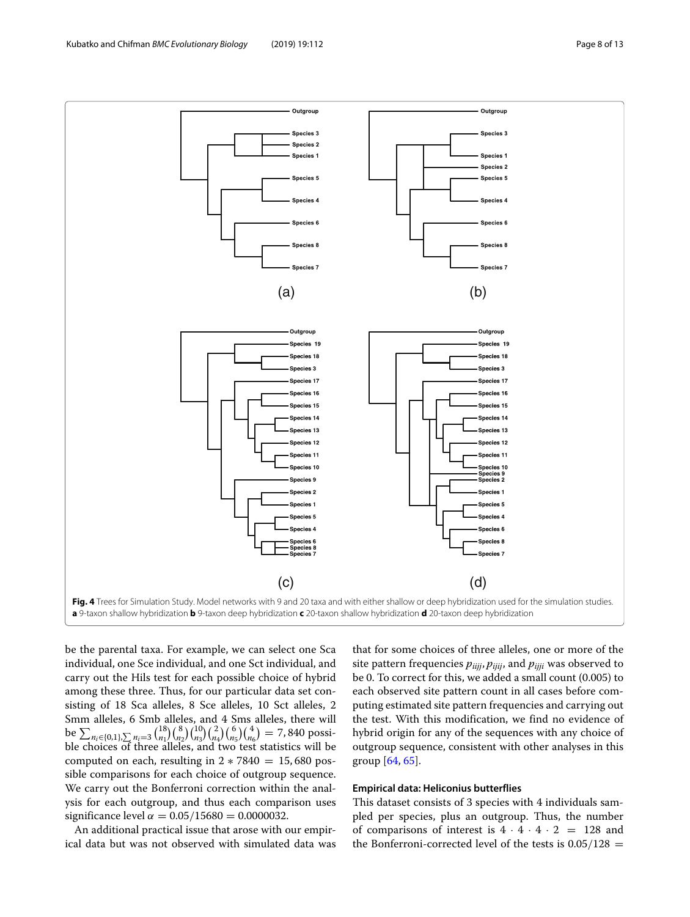Fig. 4 Trees for Simulation Study. Model networks with 9 and 20 taxa and with either shallow or deep hybridization used for the simulation studies. **a** 9-taxon shallow hybridization **b** 9-taxon deep hybridization **c** 20-taxon shallow hybridization **d** 20-taxon deep hybridization

be the parental taxa. For example, we can select one Sca individual, one Sce individual, and one Sct individual, and carry out the Hils test for each possible choice of hybrid among these three. Thus, for our particular data set consisting of 18 Sca alleles, 8 Sce alleles, 10 Sct alleles, 2 Smm alleles, 6 Smb alleles, and 4 Sms alleles, there will be $\sum_{n_i \in \{0,1\}, \sum n_i = 3} \binom{18}{n_1}\binom{8}{n_2}\binom{10}{n_3}\binom{2}{n_4}\binom{6}{n_5}\binom{4}{n_6} = 7,840$ possible choices of three alleles, and two test statistics will be computed on each, resulting in $2 * 7840 = 15,680$ possible comparisons for each choice of outgroup sequence. We carry out the Bonferroni correction within the analysis for each outgroup, and thus each comparison uses significance level $\alpha = 0.05/15680 = 0.0000032$.

An additional practical issue that arose with our empirical data but was not observed with simulated data was that for some choices of three alleles, one or more of the site pattern frequencies $p_{iijj}, p_{ijij}$, and $p_{ijji}$ was observed to be 0. To correct for this, we added a small count (0.005) to each observed site pattern count in all cases before computing estimated site pattern frequencies and carrying out the test. With this modification, we find no evidence of hybrid origin for any of the sequences with any choice of outgroup sequence, consistent with other analyses in this group [64, 65].

### Empirical data: Heliconius butterflies

This dataset consists of 3 species with 4 individuals sampled per species, plus an outgroup. Thus, the number of comparisons of interest is $4 \cdot 4 \cdot 4 \cdot 2 = 128$ and the Bonferroni-corrected level of the tests is $0.05/128 =$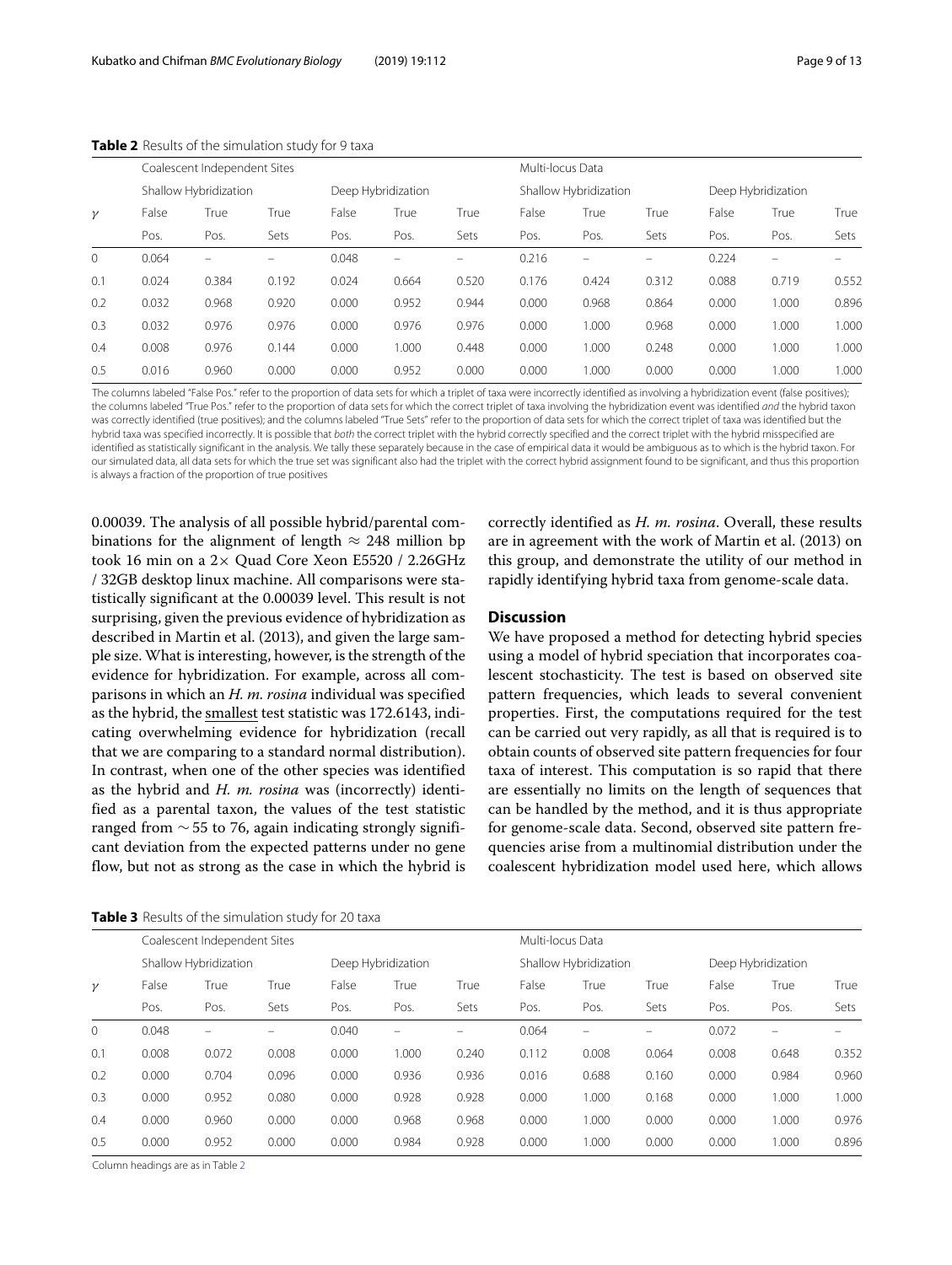**Table 2** Results of the simulation study for 9 taxa

| | Coalescent Independent Sites | | | | | | Multi-locus Data | | | | | |
|---|---|---|---|---|---|---|---|---|---|---|---|---|
| | Shallow Hybridization | | | Deep Hybridization | | | Shallow Hybridization | | | Deep Hybridization | | |
| $\gamma$ | False Pos. | True Pos. | True Sets | False Pos. | True Pos. | True Sets | False Pos. | True Pos. | True Sets | False Pos. | True Pos. | True Sets |
| 0 | 0.064 | – | – | 0.048 | – | – | 0.216 | – | – | 0.224 | – | – |
| 0.1 | 0.024 | 0.384 | 0.192 | 0.024 | 0.664 | 0.520 | 0.176 | 0.424 | 0.312 | 0.088 | 0.719 | 0.552 |
| 0.2 | 0.032 | 0.968 | 0.920 | 0.000 | 0.952 | 0.944 | 0.000 | 0.968 | 0.864 | 0.000 | 1.000 | 0.896 |
| 0.3 | 0.032 | 0.976 | 0.976 | 0.000 | 0.976 | 0.976 | 0.000 | 1.000 | 0.968 | 0.000 | 1.000 | 1.000 |
| 0.4 | 0.008 | 0.976 | 0.144 | 0.000 | 1.000 | 0.448 | 0.000 | 1.000 | 0.248 | 0.000 | 1.000 | 1.000 |
| 0.5 | 0.016 | 0.960 | 0.000 | 0.000 | 0.952 | 0.000 | 0.000 | 1.000 | 0.000 | 0.000 | 1.000 | 1.000 |

The columns labeled "False Pos." refer to the proportion of data sets for which a triplet of taxa were incorrectly identified as involving a hybridization event (false positives); the columns labeled "True Pos." refer to the proportion of data sets for which the correct triplet of taxa involving the hybridization event was identified *and* the hybrid taxon was correctly identified (true positives); and the columns labeled "True Sets" refer to the proportion of data sets for which the correct triplet of taxa was identified but the hybrid taxa was specified incorrectly. It is possible that *both* the correct triplet with the hybrid correctly specified and the correct triplet with the hybrid misspecified are identified as statistically significant in the analysis. We tally these separately because in the case of empirical data it would be ambiguous as to which is the hybrid taxon. For our simulated data, all data sets for which the true set was significant also had the triplet with the correct hybrid assignment found to be significant, and thus this proportion is always a fraction of the proportion of true positives

0.00039. The analysis of all possible hybrid/parental combinations for the alignment of length $\approx$ 248 million bp took 16 min on a 2$\times$ Quad Core Xeon E5520 / 2.26GHz / 32GB desktop linux machine. All comparisons were statistically significant at the 0.00039 level. This result is not surprising, given the previous evidence of hybridization as described in Martin et al. (2013), and given the large sample size. What is interesting, however, is the strength of the evidence for hybridization. For example, across all comparisons in which an *H. m. rosina* individual was specified as the hybrid, the smallest test statistic was 172.6143, indicating overwhelming evidence for hybridization (recall that we are comparing to a standard normal distribution). In contrast, when one of the other species was identified as the hybrid and *H. m. rosina* was (incorrectly) identified as a parental taxon, the values of the test statistic ranged from $\sim$55 to 76, again indicating strongly significant deviation from the expected patterns under no gene flow, but not as strong as the case in which the hybrid is correctly identified as *H. m. rosina*. Overall, these results are in agreement with the work of Martin et al. (2013) on this group, and demonstrate the utility of our method in rapidly identifying hybrid taxa from genome-scale data.

## Discussion

We have proposed a method for detecting hybrid species using a model of hybrid speciation that incorporates coalescent stochasticity. The test is based on observed site pattern frequencies, which leads to several convenient properties. First, the computations required for the test can be carried out very rapidly, as all that is required is to obtain counts of observed site pattern frequencies for four taxa of interest. This computation is so rapid that there are essentially no limits on the length of sequences that can be handled by the method, and it is thus appropriate for genome-scale data. Second, observed site pattern frequencies arise from a multinomial distribution under the coalescent hybridization model used here, which allows

**Table 3** Results of the simulation study for 20 taxa

| | Coalescent Independent Sites | | | | | | Multi-locus Data | | | | | |
|---|---|---|---|---|---|---|---|---|---|---|---|---|
| | Shallow Hybridization | | | Deep Hybridization | | | Shallow Hybridization | | | Deep Hybridization | | |
| $\gamma$ | False Pos. | True Pos. | True Sets | False Pos. | True Pos. | True Sets | False Pos. | True Pos. | True Sets | False Pos. | True Pos. | True Sets |
| 0 | 0.048 | – | – | 0.040 | – | – | 0.064 | – | – | 0.072 | – | – |
| 0.1 | 0.008 | 0.072 | 0.008 | 0.000 | 1.000 | 0.240 | 0.112 | 0.008 | 0.064 | 0.008 | 0.648 | 0.352 |
| 0.2 | 0.000 | 0.704 | 0.096 | 0.000 | 0.936 | 0.936 | 0.016 | 0.688 | 0.160 | 0.000 | 0.984 | 0.960 |
| 0.3 | 0.000 | 0.952 | 0.080 | 0.000 | 0.928 | 0.928 | 0.000 | 1.000 | 0.168 | 0.000 | 1.000 | 1.000 |
| 0.4 | 0.000 | 0.960 | 0.000 | 0.000 | 0.968 | 0.968 | 0.000 | 1.000 | 0.000 | 0.000 | 1.000 | 0.976 |
| 0.5 | 0.000 | 0.952 | 0.000 | 0.000 | 0.984 | 0.928 | 0.000 | 1.000 | 0.000 | 0.000 | 1.000 | 0.896 |

Column headings are as in Table 2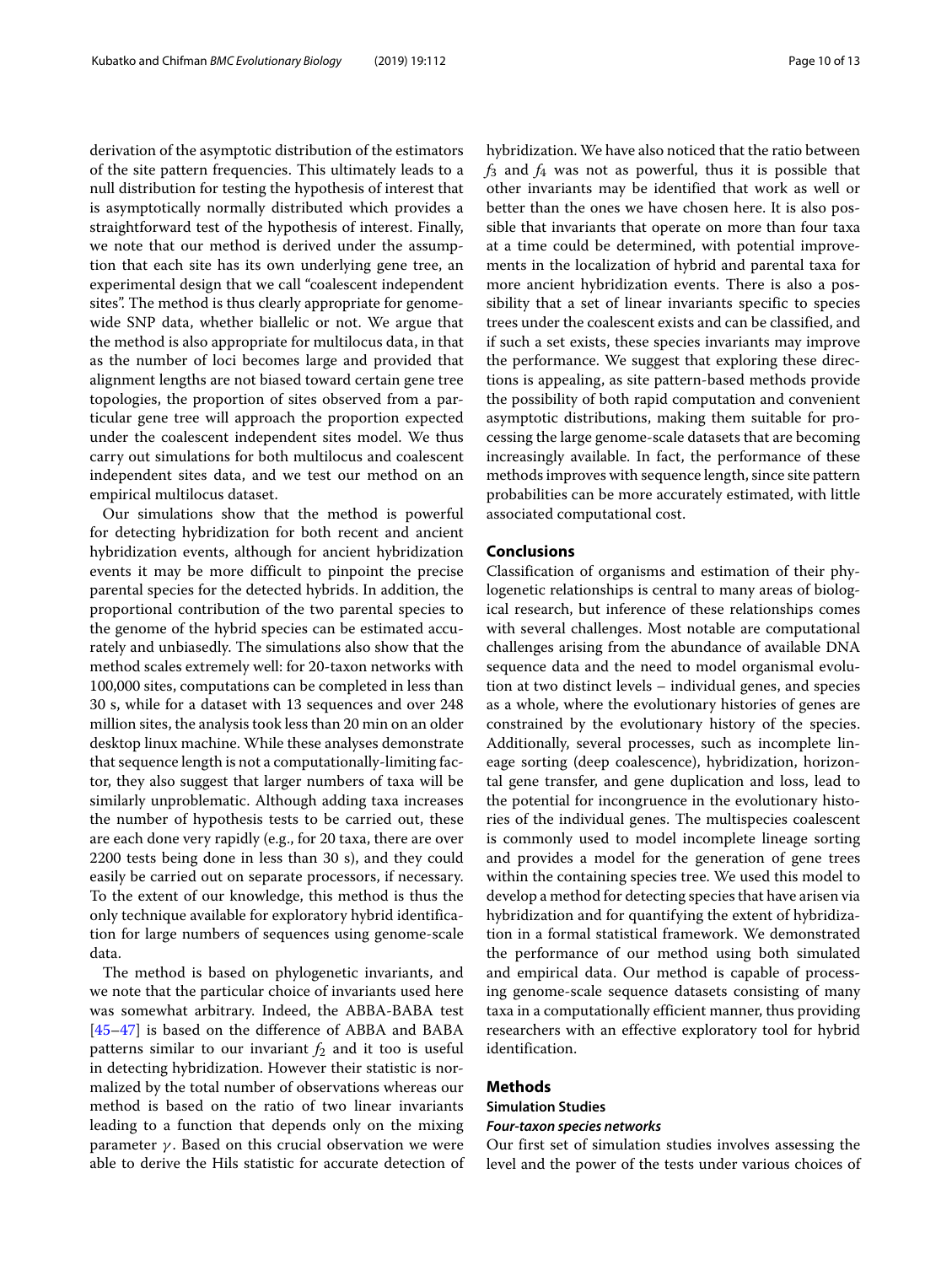derivation of the asymptotic distribution of the estimators of the site pattern frequencies. This ultimately leads to a null distribution for testing the hypothesis of interest that is asymptotically normally distributed which provides a straightforward test of the hypothesis of interest. Finally, we note that our method is derived under the assumption that each site has its own underlying gene tree, an experimental design that we call "coalescent independent sites". The method is thus clearly appropriate for genome-wide SNP data, whether biallelic or not. We argue that the method is also appropriate for multilocus data, in that as the number of loci becomes large and provided that alignment lengths are not biased toward certain gene tree topologies, the proportion of sites observed from a particular gene tree will approach the proportion expected under the coalescent independent sites model. We thus carry out simulations for both multilocus and coalescent independent sites data, and we test our method on an empirical multilocus dataset.

Our simulations show that the method is powerful for detecting hybridization for both recent and ancient hybridization events, although for ancient hybridization events it may be more difficult to pinpoint the precise parental species for the detected hybrids. In addition, the proportional contribution of the two parental species to the genome of the hybrid species can be estimated accurately and unbiasedly. The simulations also show that the method scales extremely well: for 20-taxon networks with 100,000 sites, computations can be completed in less than 30 s, while for a dataset with 13 sequences and over 248 million sites, the analysis took less than 20 min on an older desktop linux machine. While these analyses demonstrate that sequence length is not a computationally-limiting factor, they also suggest that larger numbers of taxa will be similarly unproblematic. Although adding taxa increases the number of hypothesis tests to be carried out, these are each done very rapidly (e.g., for 20 taxa, there are over 2200 tests being done in less than 30 s), and they could easily be carried out on separate processors, if necessary. To the extent of our knowledge, this method is thus the only technique available for exploratory hybrid identification for large numbers of sequences using genome-scale data.

The method is based on phylogenetic invariants, and we note that the particular choice of invariants used here was somewhat arbitrary. Indeed, the ABBA-BABA test [45–47] is based on the difference of ABBA and BABA patterns similar to our invariant $f_2$ and it too is useful in detecting hybridization. However their statistic is normalized by the total number of observations whereas our method is based on the ratio of two linear invariants leading to a function that depends only on the mixing parameter $\gamma$. Based on this crucial observation we were able to derive the Hils statistic for accurate detection of hybridization. We have also noticed that the ratio between $f_3$ and $f_4$ was not as powerful, thus it is possible that other invariants may be identified that work as well or better than the ones we have chosen here. It is also possible that invariants that operate on more than four taxa at a time could be determined, with potential improvements in the localization of hybrid and parental taxa for more ancient hybridization events. There is also a possibility that a set of linear invariants specific to species trees under the coalescent exists and can be classified, and if such a set exists, these species invariants may improve the performance. We suggest that exploring these directions is appealing, as site pattern-based methods provide the possibility of both rapid computation and convenient asymptotic distributions, making them suitable for processing the large genome-scale datasets that are becoming increasingly available. In fact, the performance of these methods improves with sequence length, since site pattern probabilities can be more accurately estimated, with little associated computational cost.

## Conclusions

Classification of organisms and estimation of their phylogenetic relationships is central to many areas of biological research, but inference of these relationships comes with several challenges. Most notable are computational challenges arising from the abundance of available DNA sequence data and the need to model organismal evolution at two distinct levels – individual genes, and species as a whole, where the evolutionary histories of genes are constrained by the evolutionary history of the species. Additionally, several processes, such as incomplete lineage sorting (deep coalescence), hybridization, horizontal gene transfer, and gene duplication and loss, lead to the potential for incongruence in the evolutionary histories of the individual genes. The multispecies coalescent is commonly used to model incomplete lineage sorting and provides a model for the generation of gene trees within the containing species tree. We used this model to develop a method for detecting species that have arisen via hybridization and for quantifying the extent of hybridization in a formal statistical framework. We demonstrated the performance of our method using both simulated and empirical data. Our method is capable of processing genome-scale sequence datasets consisting of many taxa in a computationally efficient manner, thus providing researchers with an effective exploratory tool for hybrid identification.

## Methods

### Simulation Studies

#### *Four-taxon species networks*

Our first set of simulation studies involves assessing the level and the power of the tests under various choices of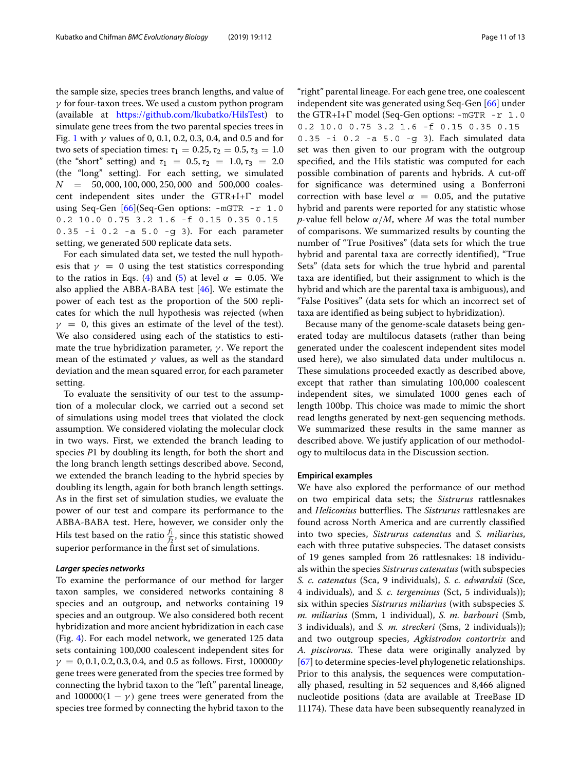the sample size, species trees branch lengths, and value of $\gamma$ for four-taxon trees. We used a custom python program (available at https://github.com/lkubatko/HilsTest) to simulate gene trees from the two parental species trees in Fig. 1 with $\gamma$ values of 0, 0.1, 0.2, 0.3, 0.4, and 0.5 and for two sets of speciation times: $\tau_1 = 0.25, \tau_2 = 0.5, \tau_3 = 1.0$ (the "short" setting) and $\tau_1 = 0.5, \tau_2 = 1.0, \tau_3 = 2.0$ (the "long" setting). For each setting, we simulated $N = 50,000, 100,000, 250,000$ and 500,000 coalescent independent sites under the GTR+I+Γ model using Seq-Gen [66](Seq-Gen options: `-mGTR -r 1.0 0.2 10.0 0.75 3.2 1.6 -f 0.15 0.35 0.15 0.35 -i 0.2 -a 5.0 -g 3`). For each parameter setting, we generated 500 replicate data sets.

For each simulated data set, we tested the null hypothesis that $\gamma = 0$ using the test statistics corresponding to the ratios in Eqs. (4) and (5) at level $\alpha = 0.05$. We also applied the ABBA-BABA test [46]. We estimate the power of each test as the proportion of the 500 replicates for which the null hypothesis was rejected (when $\gamma = 0$, this gives an estimate of the level of the test). We also considered using each of the statistics to estimate the true hybridization parameter, $\gamma$. We report the mean of the estimated $\gamma$ values, as well as the standard deviation and the mean squared error, for each parameter setting.

To evaluate the sensitivity of our test to the assumption of a molecular clock, we carried out a second set of simulations using model trees that violated the clock assumption. We considered violating the molecular clock in two ways. First, we extended the branch leading to species $P1$ by doubling its length, for both the short and the long branch length settings described above. Second, we extended the branch leading to the hybrid species by doubling its length, again for both branch length settings. As in the first set of simulation studies, we evaluate the power of our test and compare its performance to the ABBA-BABA test. Here, however, we consider only the Hils test based on the ratio $\frac{f_1}{f_2}$, since this statistic showed superior performance in the first set of simulations.

#### *Larger species networks*

To examine the performance of our method for larger taxon samples, we considered networks containing 8 species and an outgroup, and networks containing 19 species and an outgroup. We also considered both recent hybridization and more ancient hybridization in each case (Fig. 4). For each model network, we generated 125 data sets containing 100,000 coalescent independent sites for $\gamma = 0, 0.1, 0.2, 0.3, 0.4,$ and 0.5 as follows. First, $100000\gamma$ gene trees were generated from the species tree formed by connecting the hybrid taxon to the "left" parental lineage, and $100000(1 - \gamma)$ gene trees were generated from the species tree formed by connecting the hybrid taxon to the "right" parental lineage. For each gene tree, one coalescent independent site was generated using Seq-Gen [66] under the GTR+I+Γ model (Seq-Gen options: `-mGTR -r 1.0 0.2 10.0 0.75 3.2 1.6 -f 0.15 0.35 0.15 0.35 -i 0.2 -a 5.0 -g 3`). Each simulated data set was then given to our program with the outgroup specified, and the Hils statistic was computed for each possible combination of parents and hybrids. A cut-off for significance was determined using a Bonferroni correction with base level $\alpha = 0.05$, and the putative hybrid and parents were reported for any statistic whose $p$-value fell below $\alpha/M$, where $M$ was the total number of comparisons. We summarized results by counting the number of "True Positives" (data sets for which the true hybrid and parental taxa are correctly identified), "True Sets" (data sets for which the true hybrid and parental taxa are identified, but their assignment to which is the hybrid and which are the parental taxa is ambiguous), and "False Positives" (data sets for which an incorrect set of taxa are identified as being subject to hybridization).

Because many of the genome-scale datasets being generated today are multilocus datasets (rather than being generated under the coalescent independent sites model used here), we also simulated data under multilocus n. These simulations proceeded exactly as described above, except that rather than simulating 100,000 coalescent independent sites, we simulated 1000 genes each of length 100bp. This choice was made to mimic the short read lengths generated by next-gen sequencing methods. We summarized these results in the same manner as described above. We justify application of our methodology to multilocus data in the Discussion section.

### Empirical examples

We have also explored the performance of our method on two empirical data sets; the *Sistrurus* rattlesnakes and *Heliconius* butterflies. The *Sistrurus* rattlesnakes are found across North America and are currently classified into two species, *Sistrurus catenatus* and *S. miliarius*, each with three putative subspecies. The dataset consists of 19 genes sampled from 26 rattlesnakes: 18 individuals within the species *Sistrurus catenatus* (with subspecies *S. c. catenatus* (Sca, 9 individuals), *S. c. edwardsii* (Sce, 4 individuals), and *S. c. tergeminus* (Sct, 5 individuals)); six within species *Sistrurus miliarius* (with subspecies *S. m. miliarius* (Smm, 1 individual), *S. m. barbouri* (Smb, 3 individuals), and *S. m. streckeri* (Sms, 2 individuals)); and two outgroup species, *Agkistrodon contortrix* and *A. piscivorus*. These data were originally analyzed by [67] to determine species-level phylogenetic relationships. Prior to this analysis, the sequences were computationally phased, resulting in 52 sequences and 8,466 aligned nucleotide positions (data are available at TreeBase ID 11174). These data have been subsequently reanalyzed in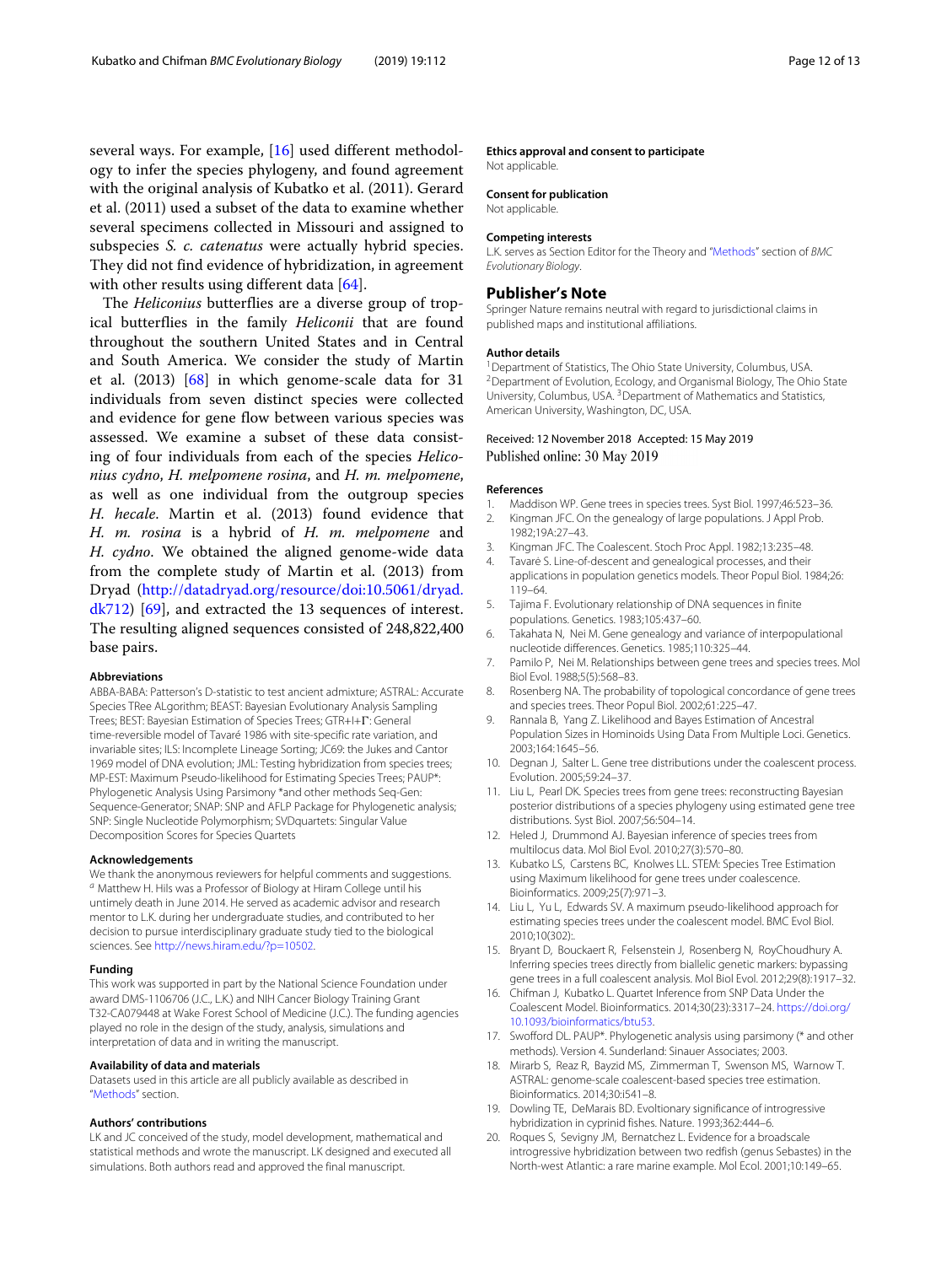several ways. For example, [16] used different methodology to infer the species phylogeny, and found agreement with the original analysis of Kubatko et al. (2011). Gerard et al. (2011) used a subset of the data to examine whether several specimens collected in Missouri and assigned to subspecies *S. c. catenatus* were actually hybrid species. They did not find evidence of hybridization, in agreement with other results using different data [64].

The *Heliconius* butterflies are a diverse group of tropical butterflies in the family *Heliconii* that are found throughout the southern United States and in Central and South America. We consider the study of Martin et al. (2013) [68] in which genome-scale data for 31 individuals from seven distinct species were collected and evidence for gene flow between various species was assessed. We examine a subset of these data consisting of four individuals from each of the species *Heliconius cydno*, *H. melpomene rosina*, and *H. m. melpomene*, as well as one individual from the outgroup species *H. hecale*. Martin et al. (2013) found evidence that *H. m. rosina* is a hybrid of *H. m. melpomene* and *H. cydno*. We obtained the aligned genome-wide data from the complete study of Martin et al. (2013) from Dryad (http://datadryad.org/resource/doi:10.5061/dryad.dk712) [69], and extracted the 13 sequences of interest. The resulting aligned sequences consisted of 248,822,400 base pairs.

#### Abbreviations

ABBA-BABA: Patterson's D-statistic to test ancient admixture; ASTRAL: Accurate Species TRee ALgorithm; BEAST: Bayesian Evolutionary Analysis Sampling Trees; BEST: Bayesian Estimation of Species Trees; GTR+I+Γ: General time-reversible model of Tavaré 1986 with site-specific rate variation, and invariable sites; ILS: Incomplete Lineage Sorting; JC69: the Jukes and Cantor 1969 model of DNA evolution; JML: Testing hybridization from species trees; MP-EST: Maximum Pseudo-likelihood for Estimating Species Trees; PAUP*: Phylogenetic Analysis Using Parsimony *and other methods Seq-Gen: Sequence-Generator; SNAP: SNP and AFLP Package for Phylogenetic analysis; SNP: Single Nucleotide Polymorphism; SVDquartets: Singular Value Decomposition Scores for Species Quartets

#### Acknowledgements

We thank the anonymous reviewers for helpful comments and suggestions. [d] Matthew H. Hils was a Professor of Biology at Hiram College until his untimely death in June 2014. He served as academic advisor and research mentor to L.K. during her undergraduate studies, and contributed to her decision to pursue interdisciplinary graduate study tied to the biological sciences. See http://news.hiram.edu/?p=10502.

#### Funding

This work was supported in part by the National Science Foundation under award DMS-1106706 (J.C., L.K.) and NIH Cancer Biology Training Grant T32-CA079448 at Wake Forest School of Medicine (J.C.). The funding agencies played no role in the design of the study, analysis, simulations and interpretation of data and in writing the manuscript.

#### Availability of data and materials

Datasets used in this article are all publicly available as described in "Methods" section.

#### Authors' contributions

LK and JC conceived of the study, model development, mathematical and statistical methods and wrote the manuscript. LK designed and executed all simulations. Both authors read and approved the final manuscript.

#### Ethics approval and consent to participate

Not applicable.

#### Consent for publication

Not applicable.

#### Competing interests

L.K. serves as Section Editor for the Theory and "Methods" section of *BMC Evolutionary Biology*.

## Publisher's Note

Springer Nature remains neutral with regard to jurisdictional claims in published maps and institutional affiliations.

#### Author details

[1] Department of Statistics, The Ohio State University, Columbus, USA. [2] Department of Evolution, Ecology, and Organismal Biology, The Ohio State University, Columbus, USA. [3] Department of Mathematics and Statistics, American University, Washington, DC, USA.

Received: 12 November 2018 Accepted: 15 May 2019
Published online: 30 May 2019

#### References

1. Maddison WP. Gene trees in species trees. Syst Biol. 1997;46:523–36.
2. Kingman JFC. On the genealogy of large populations. J Appl Prob. 1982;19A:27–43.
3. Kingman JFC. The Coalescent. Stoch Proc Appl. 1982;13:235–48.
4. Tavaré S. Line-of-descent and genealogical processes, and their applications in population genetics models. Theor Popul Biol. 1984;26: 119–64.
5. Tajima F. Evolutionary relationship of DNA sequences in finite populations. Genetics. 1983;105:437–60.
6. Takahata N, Nei M. Gene genealogy and variance of interpopulational nucleotide differences. Genetics. 1985;110:325–44.
7. Pamilo P, Nei M. Relationships between gene trees and species trees. Mol Biol Evol. 1988;5(5):568–83.
8. Rosenberg NA. The probability of topological concordance of gene trees and species trees. Theor Popul Biol. 2002;61:225–47.
9. Rannala B, Yang Z. Likelihood and Bayes Estimation of Ancestral Population Sizes in Hominoids Using Data From Multiple Loci. Genetics. 2003;164:1645–56.
10. Degnan J, Salter L. Gene tree distributions under the coalescent process. Evolution. 2005;59:24–37.
11. Liu L, Pearl DK. Species trees from gene trees: reconstructing Bayesian posterior distributions of a species phylogeny using estimated gene tree distributions. Syst Biol. 2007;56:504–14.
12. Heled J, Drummond AJ. Bayesian inference of species trees from multilocus data. Mol Biol Evol. 2010;27(3):570–80.
13. Kubatko LS, Carstens BC, Knowles LL. STEM: Species Tree Estimation using Maximum likelihood for gene trees under coalescence. Bioinformatics. 2009;25(7):971–3.
14. Liu L, Yu L, Edwards SV. A maximum pseudo-likelihood approach for estimating species trees under the coalescent model. BMC Evol Biol. 2010;10(302):.
15. Bryant D, Bouckaert R, Felsenstein J, Rosenberg N, RoyChoudhury A. Inferring species trees directly from biallelic genetic markers: bypassing gene trees in a full coalescent analysis. Mol Biol Evol. 2012;29(8):1917–32.
16. Chifman J, Kubatko L. Quartet Inference from SNP Data Under the Coalescent Model. Bioinformatics. 2014;30(23):3317–24. https://doi.org/10.1093/bioinformatics/btu53.
17. Swofford DL. PAUP*. Phylogenetic analysis using parsimony (* and other methods). Version 4. Sunderland: Sinauer Associates; 2003.
18. Mirarb S, Reaz R, Bayzid MS, Zimmerman T, Swenson MS, Warnow T. ASTRAL: genome-scale coalescent-based species tree estimation. Bioinformatics. 2014;30:i541–8.
19. Dowling TE, DeMarais BD. Evoltionary significance of introgressive hybridization in cyprinid fishes. Nature. 1993;362:444–6.
20. Roques S, Sevigny JM, Bernatchez L. Evidence for a broadscale introgressive hybridization between two redfish (genus Sebastes) in the North-west Atlantic: a rare marine example. Mol Ecol. 2001;10:149–65.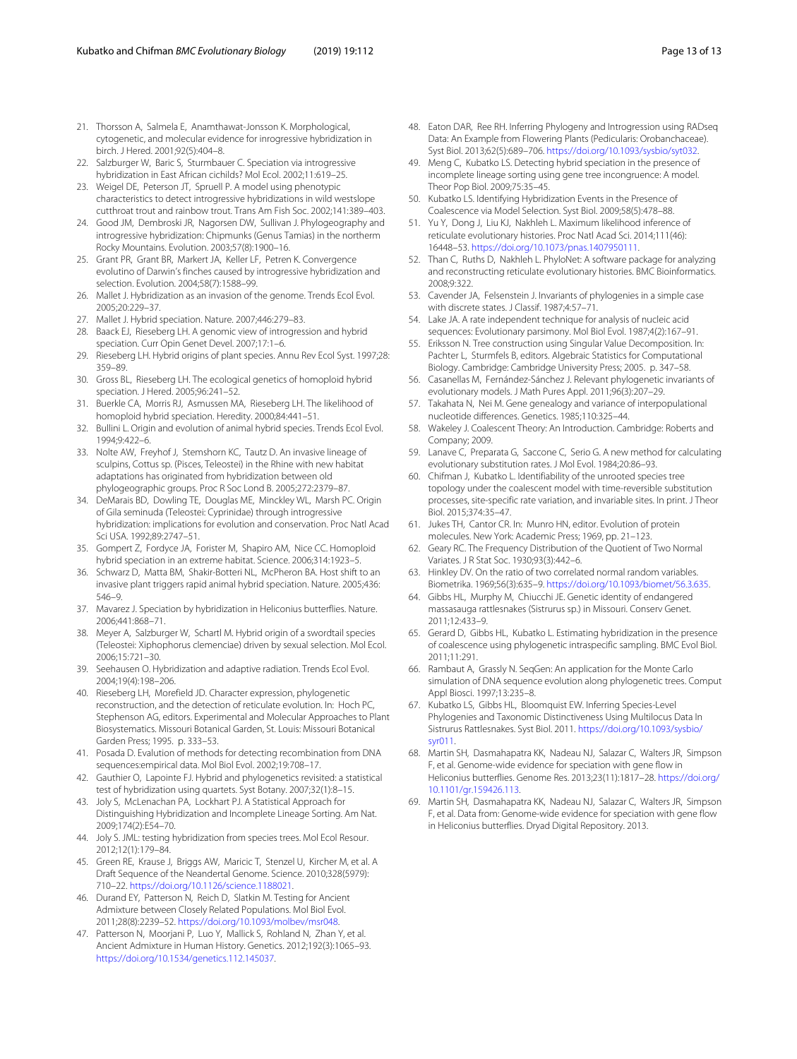21. Thorsson A, Salmela E, Anamthawat-Jonsson K. Morphological, cytogenetic, and molecular evidence for inrogressive hybridization in birch. J Hered. 2001;92(5):404–8.
22. Salzburger W, Baric S, Sturmbauer C. Speciation via introgressive hybridization in East African cichilds? Mol Ecol. 2002;11:619–25.
23. Weigel DE, Peterson JT, Spruell P. A model using phenotypic characteristics to detect introgressive hybridizations in wild westslope cutthroat trout and rainbow trout. Trans Am Fish Soc. 2002;141:389–403.
24. Good JM, Dembroski JR, Nagorsen DW, Sullivan J. Phylogeography and introgressive hybridization: Chipmunks (Genus Tamias) in the northerm Rocky Mountains. Evolution. 2003;57(8):1900–16.
25. Grant PR, Grant BR, Markert JA, Keller LF, Petren K. Convergence evolutino of Darwin's finches caused by introgressive hybridization and selection. Evolution. 2004;58(7):1588–99.
26. Mallet J. Hybridization as an invasion of the genome. Trends Ecol Evol. 2005;20:229–37.
27. Mallet J. Hybrid speciation. Nature. 2007;446:279–83.
28. Baack EJ, Rieseberg LH. A genomic view of introgression and hybrid speciation. Curr Opin Genet Devel. 2007;17:1–6.
29. Rieseberg LH. Hybrid origins of plant species. Annu Rev Ecol Syst. 1997;28:359–89.
30. Gross BL, Rieseberg LH. The ecological genetics of homoploid hybrid speciation. J Hered. 2005;96:241–52.
31. Buerkle CA, Morris RJ, Asmussen MA, Rieseberg LH. The likelihood of homoploid hybrid speciation. Heredity. 2000;84:441–51.
32. Bullini L. Origin and evolution of animal hybrid species. Trends Ecol Evol. 1994;9:422–6.
33. Nolte AW, Freyhof J, Stemshorn KC, Tautz D. An invasive lineage of sculpins, Cottus sp. (Pisces, Teleostei) in the Rhine with new habitat adaptations has originated from hybridization between old phylogeographic groups. Proc R Soc Lond B. 2005;272:2379–87.
34. DeMarais BD, Dowling TE, Douglas ME, Minckley WL, Marsh PC. Origin of Gila seminuda (Teleostei: Cyprinidae) through introgressive hybridization: implications for evolution and conservation. Proc Natl Acad Sci USA. 1992;89:2747–51.
35. Gompert Z, Fordyce JA, Forister M, Shapiro AM, Nice CC. Homoploid hybrid speciation in an extreme habitat. Science. 2006;314:1923–5.
36. Schwarz D, Matta BM, Shakir-Botteri NL, McPheron BA. Host shift to an invasive plant triggers rapid animal hybrid speciation. Nature. 2005;436:546–9.
37. Mavarez J. Speciation by hybridization in Heliconius butterflies. Nature. 2006;441:868–71.
38. Meyer A, Salzburger W, Schartl M. Hybrid origin of a swordtail species (Teleostei: Xiphophorus clemenciae) driven by sexual selection. Mol Ecol. 2006;15:721–30.
39. Seehausen O. Hybridization and adaptive radiation. Trends Ecol Evol. 2004;19(4):198–206.
40. Rieseberg LH, Morefield JD. Character expression, phylogenetic reconstruction, and the detection of reticulate evolution. In: Hoch PC, Stephenson AG, editors. Experimental and Molecular Approaches to Plant Biosystematics. Missouri Botanical Garden, St. Louis: Missouri Botanical Garden Press; 1995. p. 333–53.
41. Posada D. Evaluation of methods for detecting recombination from DNA sequences:empirical data. Mol Biol Evol. 2002;19:708–17.
42. Gauthier O, Lapointe FJ. Hybrid and phylogenetics revisited: a statistical test of hybridization using quartets. Syst Botany. 2007;32(1):8–15.
43. Joly S, McLenachan PA, Lockhart PJ. A Statistical Approach for Distinguishing Hybridization and Incomplete Lineage Sorting. Am Nat. 2009;174(2):E54–70.
44. Joly S. JML: testing hybridization from species trees. Mol Ecol Resour. 2012;12(1):179–84.
45. Green RE, Krause J, Briggs AW, Maricic T, Stenzel U, Kircher M, et al. A Draft Sequence of the Neandertal Genome. Science. 2010;328(5979):710–22. https://doi.org/10.1126/science.1188021.
46. Durand EY, Patterson N, Reich D, Slatkin M. Testing for Ancient Admixture between Closely Related Populations. Mol Biol Evol. 2011;28(8):2239–52. https://doi.org/10.1093/molbev/msr048.
47. Patterson N, Moorjani P, Luo Y, Mallick S, Rohland N, Zhan Y, et al. Ancient Admixture in Human History. Genetics. 2012;192(3):1065–93. https://doi.org/10.1534/genetics.112.145037.
48. Eaton DAR, Ree RH. Inferring Phylogeny and Introgression using RADseq Data: An Example from Flowering Plants (Pedicularis: Orobanchaceae). Syst Biol. 2013;62(5):689–706. https://doi.org/10.1093/sysbio/syt032.
49. Meng C, Kubatko LS. Detecting hybrid speciation in the presence of incomplete lineage sorting using gene tree incongruence: A model. Theor Pop Biol. 2009;75:35–45.
50. Kubatko LS. Identifying Hybridization Events in the Presence of Coalescence via Model Selection. Syst Biol. 2009;58(5):478–88.
51. Yu Y, Dong J, Liu KJ, Nakhleh L. Maximum likelihood inference of reticulate evolutionary histories. Proc Natl Acad Sci. 2014;111(46):16448–53. https://doi.org/10.1073/pnas.1407950111.
52. Than C, Ruths D, Nakhleh L. PhyloNet: A software package for analyzing and reconstructing reticulate evolutionary histories. BMC Bioinformatics. 2008;9:322.
53. Cavender JA, Felsenstein J. Invariants of phylogenies in a simple case with discrete states. J Classif. 1987;4:57–71.
54. Lake JA. A rate independent technique for analysis of nucleic acid sequences: Evolutionary parsimony. Mol Biol Evol. 1987;4(2):167–91.
55. Eriksson N. Tree construction using Singular Value Decomposition. In: Pachter L, Sturmfels B, editors. Algebraic Statistics for Computational Biology. Cambridge: Cambridge University Press; 2005. p. 347–58.
56. Casanellas M, Fernández-Sánchez J. Relevant phylogenetic invariants of evolutionary models. J Math Pures Appl. 2011;96(3):207–29.
57. Takahata N, Nei M. Gene genealogy and variance of interpopulational nucleotide differences. Genetics. 1985;110:325–44.
58. Wakeley J. Coalescent Theory: An Introduction. Cambridge: Roberts and Company; 2009.
59. Lanave C, Preparata G, Saccone C, Serio G. A new method for calculating evolutionary substitution rates. J Mol Evol. 1984;20:86–93.
60. Chifman J, Kubatko L. Identifiability of the unrooted species tree topology under the coalescent model with time-reversible substitution processes, site-specific rate variation, and invariable sites. In print. J Theor Biol. 2015;374:35–47.
61. Jukes TH, Cantor CR. In: Munro HN, editor. Evolution of protein molecules. New York: Academic Press; 1969, pp. 21–123.
62. Geary RC. The Frequency Distribution of the Quotient of Two Normal Variates. J R Stat Soc. 1930;93(3):442–6.
63. Hinkley DV. On the ratio of two correlated normal random variables. Biometrika. 1969;56(3):635–9. https://doi.org/10.1093/biomet/56.3.635.
64. Gibbs HL, Murphy M, Chiucchi JE. Genetic identity of endangered massasauga rattlesnakes (Sistrurus sp.) in Missouri. Conserv Genet. 2011;12:433–9.
65. Gerard D, Gibbs HL, Kubatko L. Estimating hybridization in the presence of coalescence using phylogenetic intraspecific sampling. BMC Evol Biol. 2011;11:291.
66. Rambaut A, Grassly N. SeqGen: An application for the Monte Carlo simulation of DNA sequence evolution along phylogenetic trees. Comput Appl Biosci. 1997;13:235–8.
67. Kubatko LS, Gibbs HL, Bloomquist EW. Inferring Species-Level Phylogenies and Taxonomic Distinctiveness Using Multilocus Data In Sistrurus Rattlesnakes. Syst Biol. 2011. https://doi.org/10.1093/sysbio/syr011.
68. Martin SH, Dasmahapatra KK, Nadeau NJ, Salazar C, Walters JR, Simpson F, et al. Genome-wide evidence for speciation with gene flow in Heliconius butterflies. Genome Res. 2013;23(11):1817–28. https://doi.org/10.1101/gr.159426.113.
69. Martin SH, Dasmahapatra KK, Nadeau NJ, Salazar C, Walters JR, Simpson F, et al. Data from: Genome-wide evidence for speciation with gene flow in Heliconius butterflies. Dryad Digital Repository. 2013.